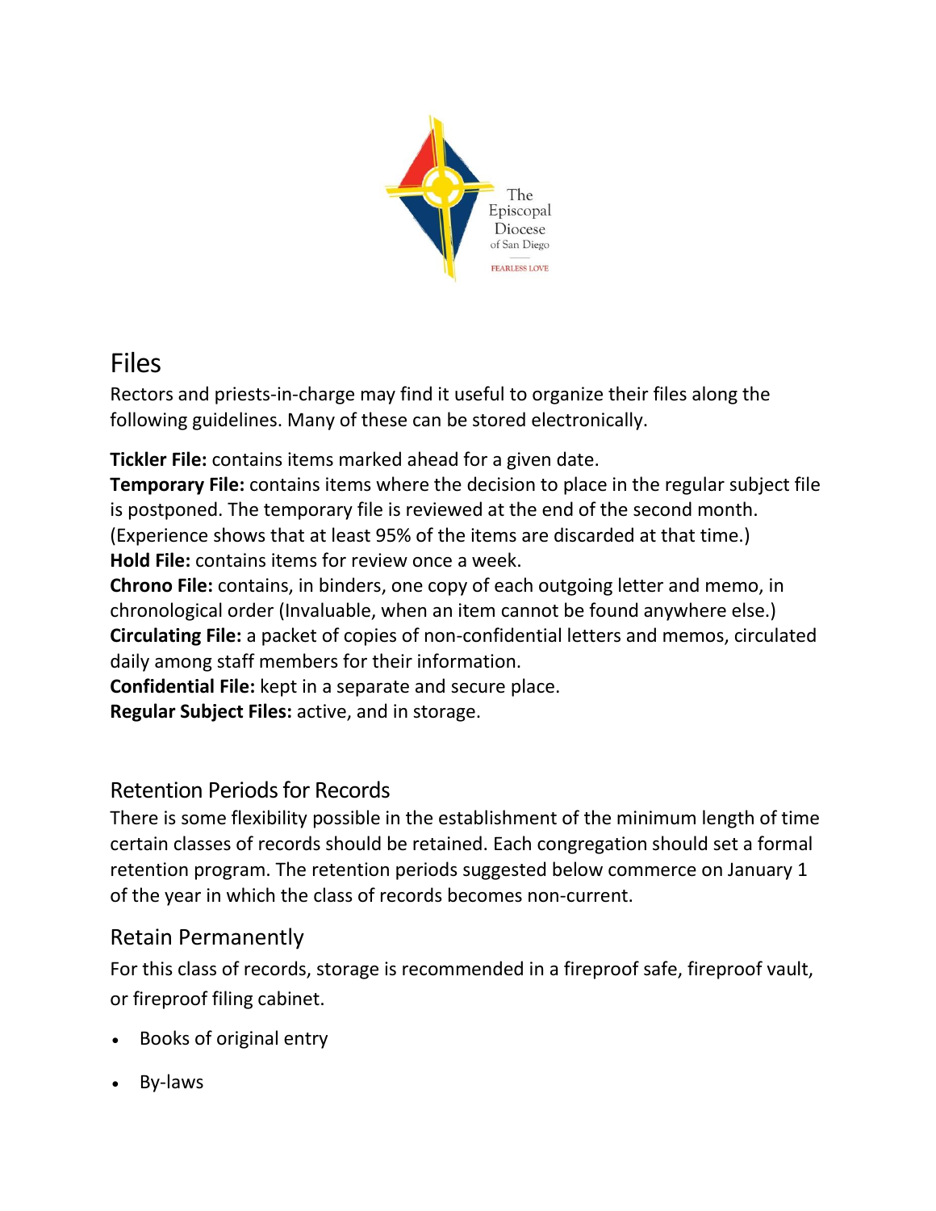The Episcopal Diocese of San Diego

FEARLESS LOVE

# Files

Rectors and priests-in-charge may find it useful to organize their files along the following guidelines. Many of these can be stored electronically.

**Tickler File:** contains items marked ahead for a given date.
**Temporary File:** contains items where the decision to place in the regular subject file is postponed. The temporary file is reviewed at the end of the second month. (Experience shows that at least 95% of the items are discarded at that time.)
**Hold File:** contains items for review once a week.
**Chrono File:** contains, in binders, one copy of each outgoing letter and memo, in chronological order (Invaluable, when an item cannot be found anywhere else.)
**Circulating File:** a packet of copies of non-confidential letters and memos, circulated daily among staff members for their information.
**Confidential File:** kept in a separate and secure place.
**Regular Subject Files:** active, and in storage.

## Retention Periods for Records

There is some flexibility possible in the establishment of the minimum length of time certain classes of records should be retained. Each congregation should set a formal retention program. The retention periods suggested below commerce on January 1 of the year in which the class of records becomes non-current.

## Retain Permanently

For this class of records, storage is recommended in a fireproof safe, fireproof vault, or fireproof filing cabinet.

- Books of original entry
- By-laws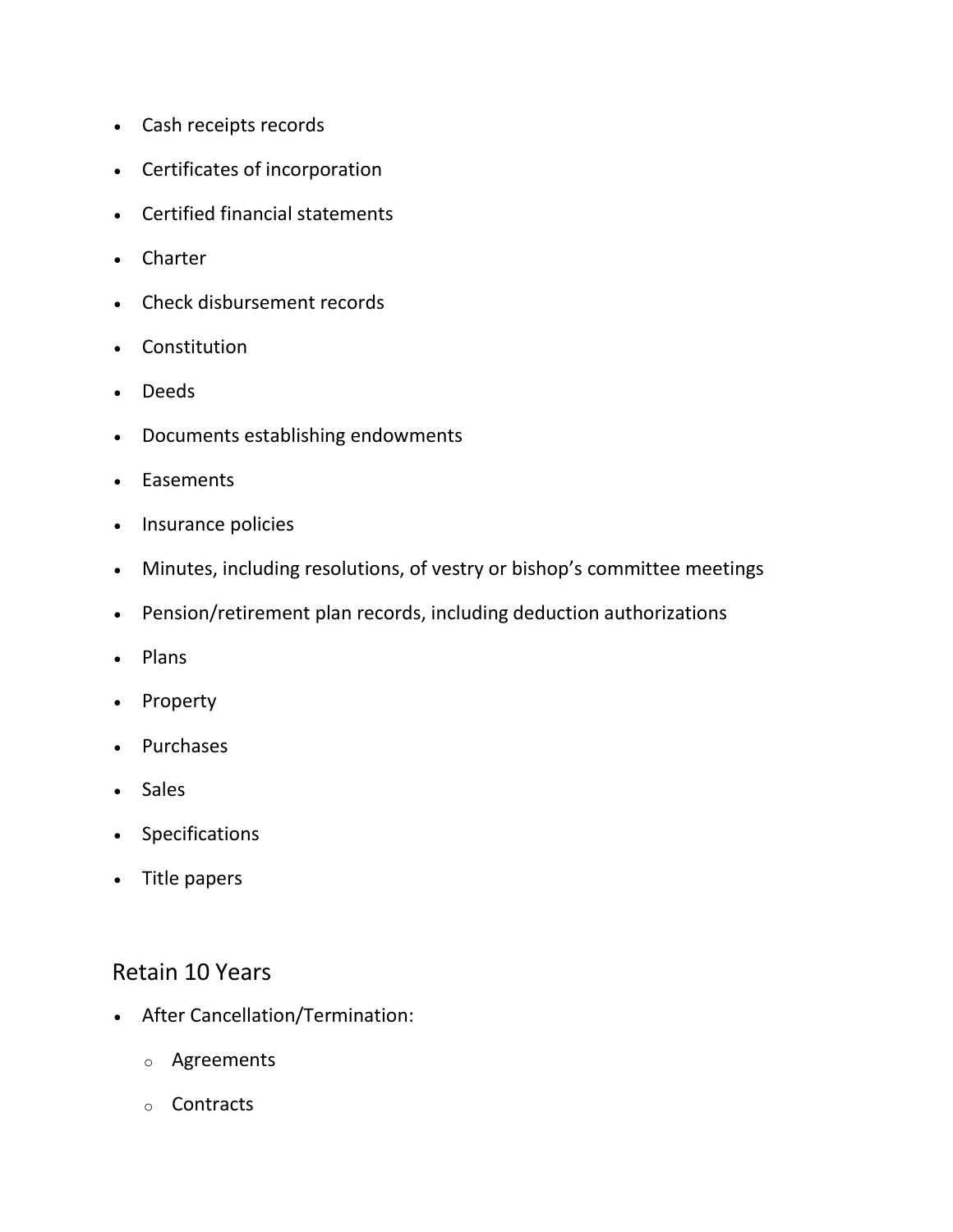- Cash receipts records
- Certificates of incorporation
- Certified financial statements
- Charter
- Check disbursement records
- Constitution
- Deeds
- Documents establishing endowments
- Easements
- Insurance policies
- Minutes, including resolutions, of vestry or bishop's committee meetings
- Pension/retirement plan records, including deduction authorizations
- Plans
- Property
- Purchases
- Sales
- Specifications
- Title papers

## Retain 10 Years

- After Cancellation/Termination:
  - Agreements
  - Contracts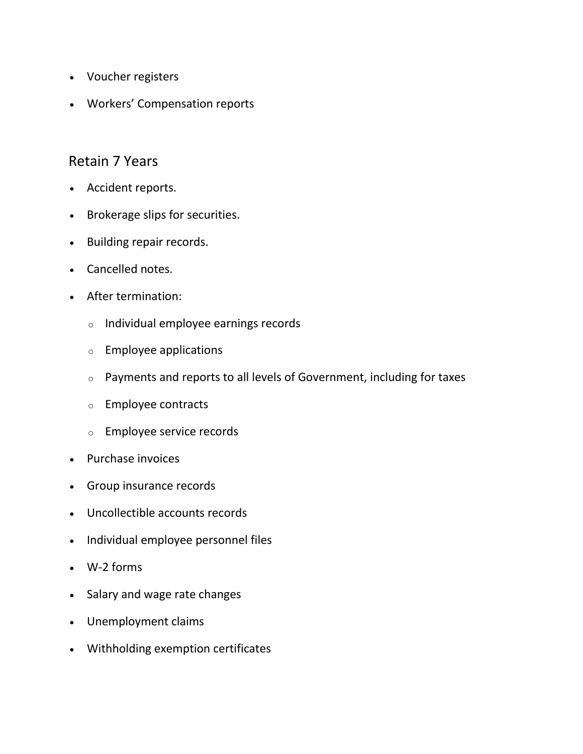- Voucher registers
- Workers' Compensation reports

## Retain 7 Years

- Accident reports.
- Brokerage slips for securities.
- Building repair records.
- Cancelled notes.
- After termination:
  - Individual employee earnings records
  - Employee applications
  - Payments and reports to all levels of Government, including for taxes
  - Employee contracts
  - Employee service records
- Purchase invoices
- Group insurance records
- Uncollectible accounts records
- Individual employee personnel files
- W-2 forms
- Salary and wage rate changes
- Unemployment claims
- Withholding exemption certificates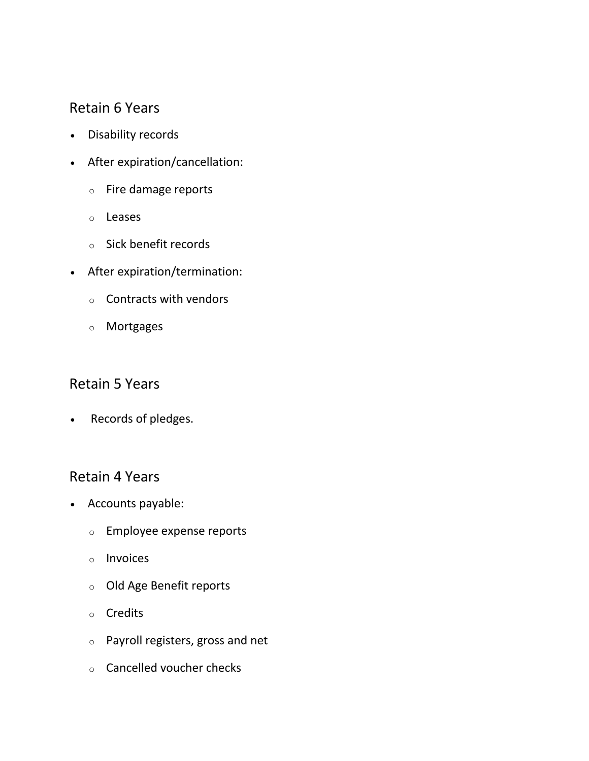## Retain 6 Years

- Disability records
- After expiration/cancellation:
  - Fire damage reports
  - Leases
  - Sick benefit records
- After expiration/termination:
  - Contracts with vendors
  - Mortgages

## Retain 5 Years

- Records of pledges.

## Retain 4 Years

- Accounts payable:
  - Employee expense reports
  - Invoices
  - Old Age Benefit reports
  - Credits
  - Payroll registers, gross and net
  - Cancelled voucher checks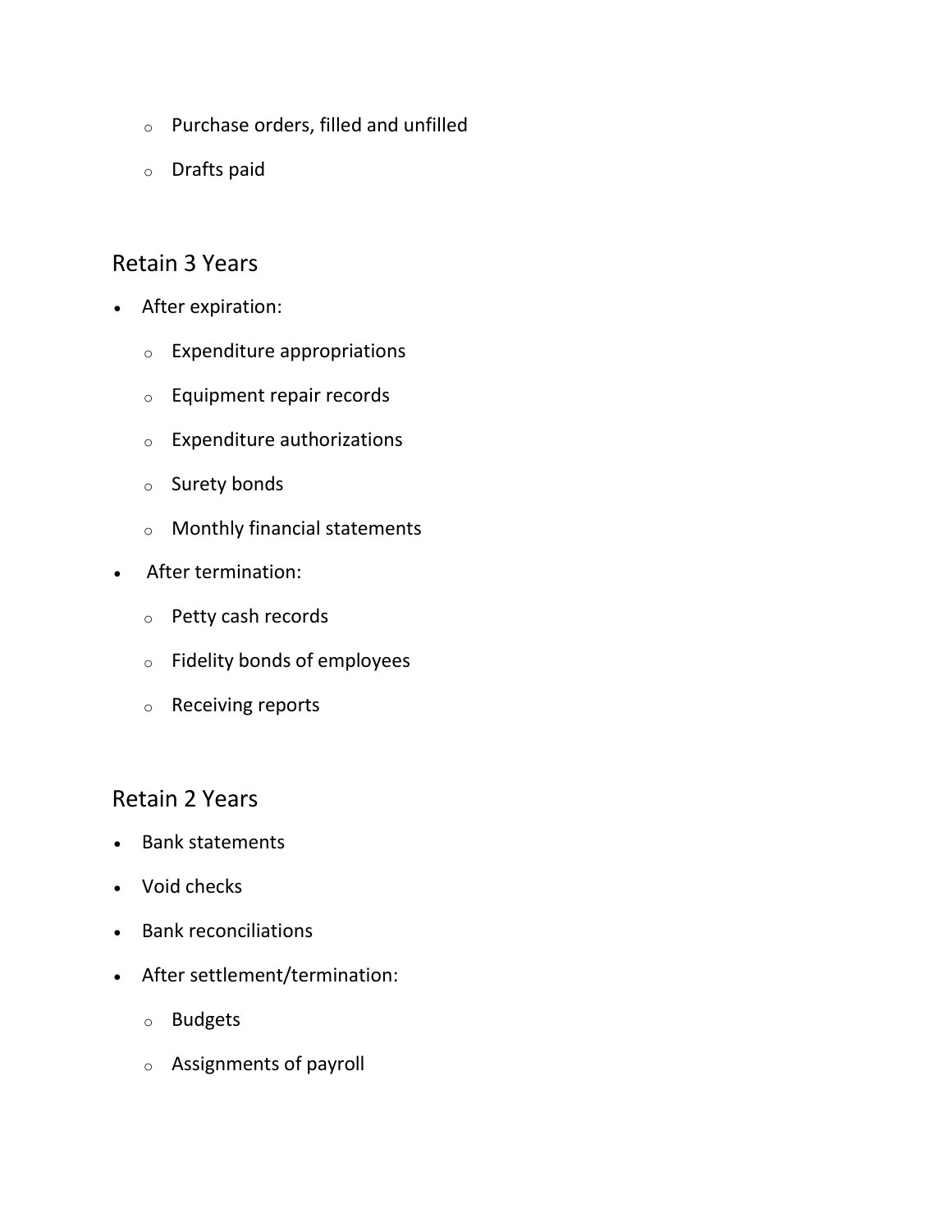- Purchase orders, filled and unfilled
    - Drafts paid

## Retain 3 Years

- After expiration:
    - Expenditure appropriations
    - Equipment repair records
    - Expenditure authorizations
    - Surety bonds
    - Monthly financial statements
- After termination:
    - Petty cash records
    - Fidelity bonds of employees
    - Receiving reports

## Retain 2 Years

- Bank statements
- Void checks
- Bank reconciliations
- After settlement/termination:
    - Budgets
    - Assignments of payroll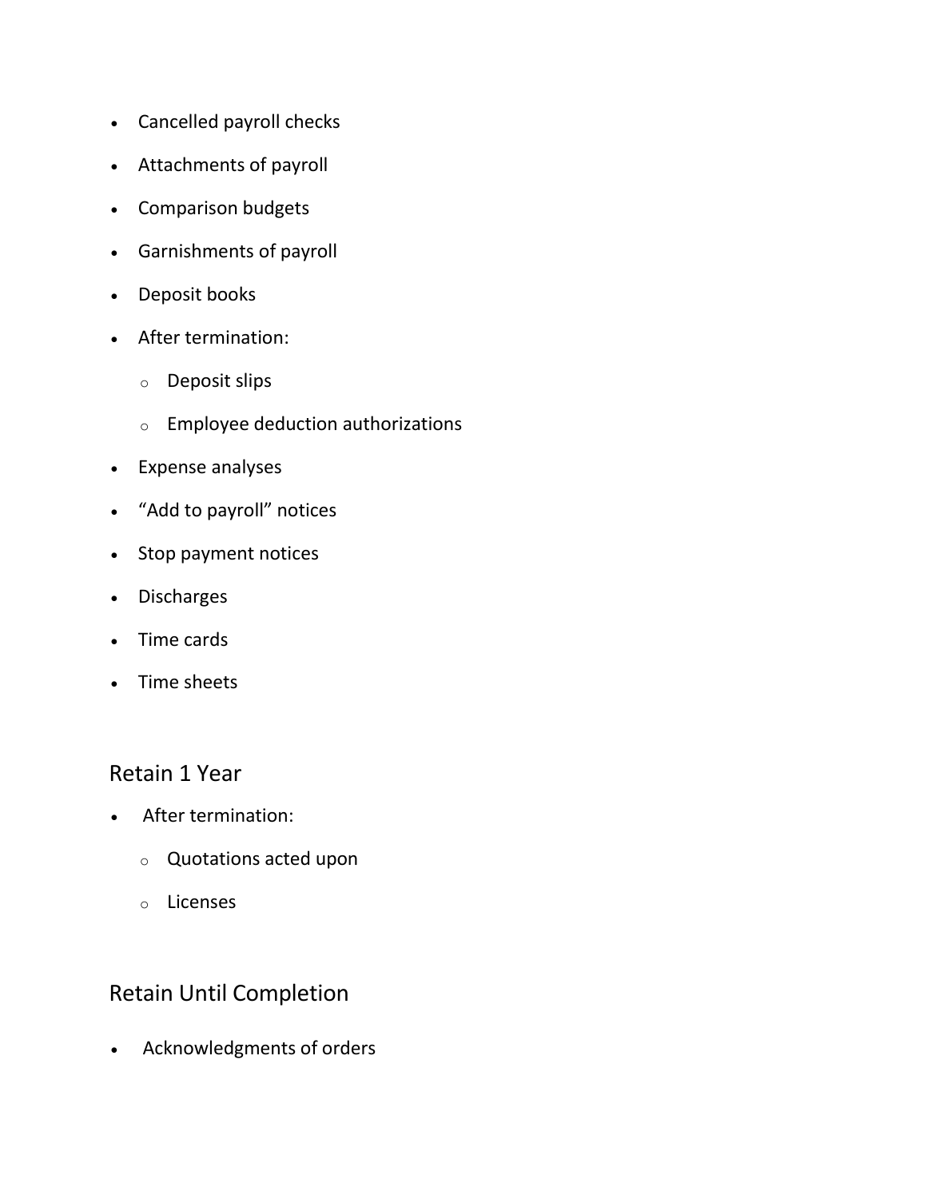- Cancelled payroll checks
- Attachments of payroll
- Comparison budgets
- Garnishments of payroll
- Deposit books
- After termination:
    - Deposit slips
    - Employee deduction authorizations
- Expense analyses
- “Add to payroll” notices
- Stop payment notices
- Discharges
- Time cards
- Time sheets

## Retain 1 Year

- After termination:
    - Quotations acted upon
    - Licenses

## Retain Until Completion

- Acknowledgments of orders